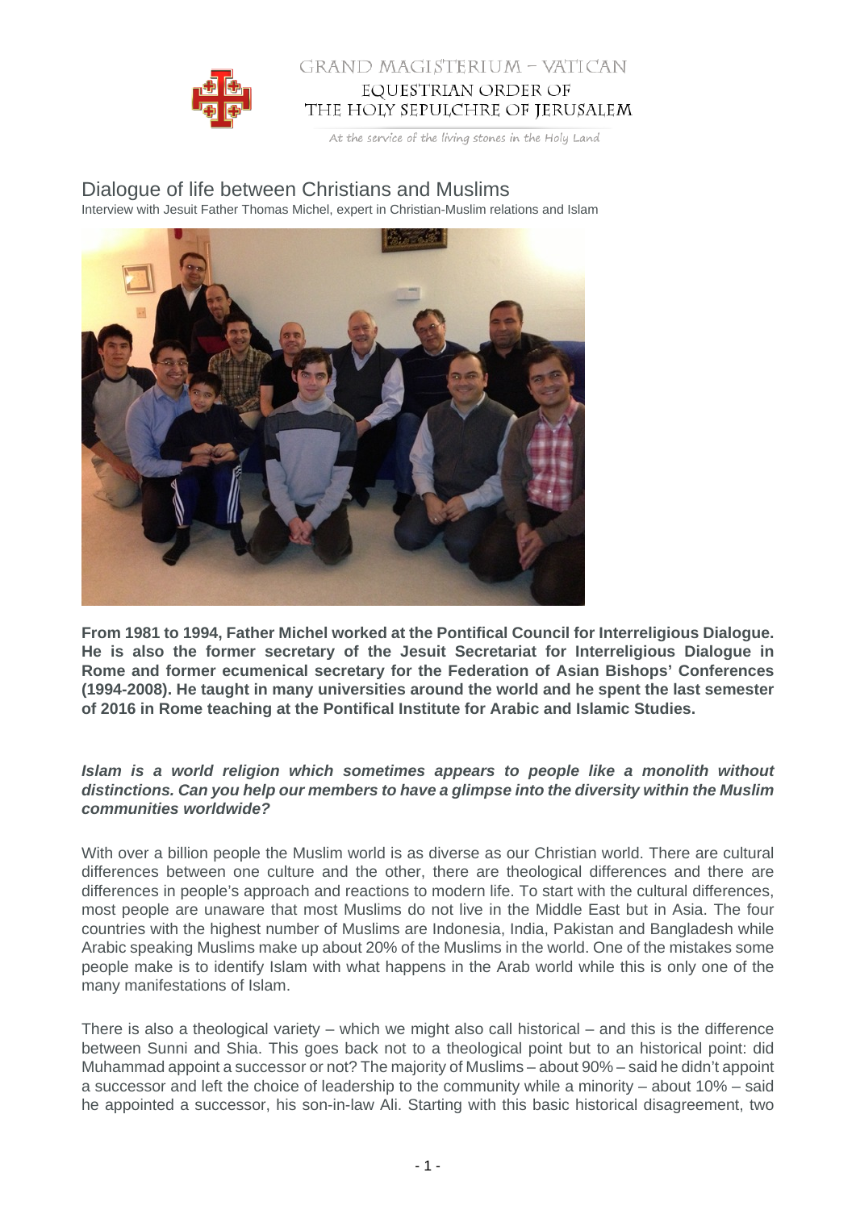GRAND MAGISTERIUM – VATICAN

EQUESTRIAN ORDER OF THE HOLY SEPULCHRE OF JERUSALEM

At the service of the living stones in the Holy Land

# Dialogue of life between Christians and Muslims

Interview with Jesuit Father Thomas Michel, expert in Christian-Muslim relations and Islam

**From 1981 to 1994, Father Michel worked at the Pontifical Council for Interreligious Dialogue. He is also the former secretary of the Jesuit Secretariat for Interreligious Dialogue in Rome and former ecumenical secretary for the Federation of Asian Bishops' Conferences (1994-2008). He taught in many universities around the world and he spent the last semester of 2016 in Rome teaching at the Pontifical Institute for Arabic and Islamic Studies.**

***Islam is a world religion which sometimes appears to people like a monolith without distinctions. Can you help our members to have a glimpse into the diversity within the Muslim communities worldwide?***

With over a billion people the Muslim world is as diverse as our Christian world. There are cultural differences between one culture and the other, there are theological differences and there are differences in people's approach and reactions to modern life. To start with the cultural differences, most people are unaware that most Muslims do not live in the Middle East but in Asia. The four countries with the highest number of Muslims are Indonesia, India, Pakistan and Bangladesh while Arabic speaking Muslims make up about 20% of the Muslims in the world. One of the mistakes some people make is to identify Islam with what happens in the Arab world while this is only one of the many manifestations of Islam.

There is also a theological variety – which we might also call historical – and this is the difference between Sunni and Shia. This goes back not to a theological point but to an historical point: did Muhammad appoint a successor or not? The majority of Muslims – about 90% – said he didn't appoint a successor and left the choice of leadership to the community while a minority – about 10% – said he appointed a successor, his son-in-law Ali. Starting with this basic historical disagreement, two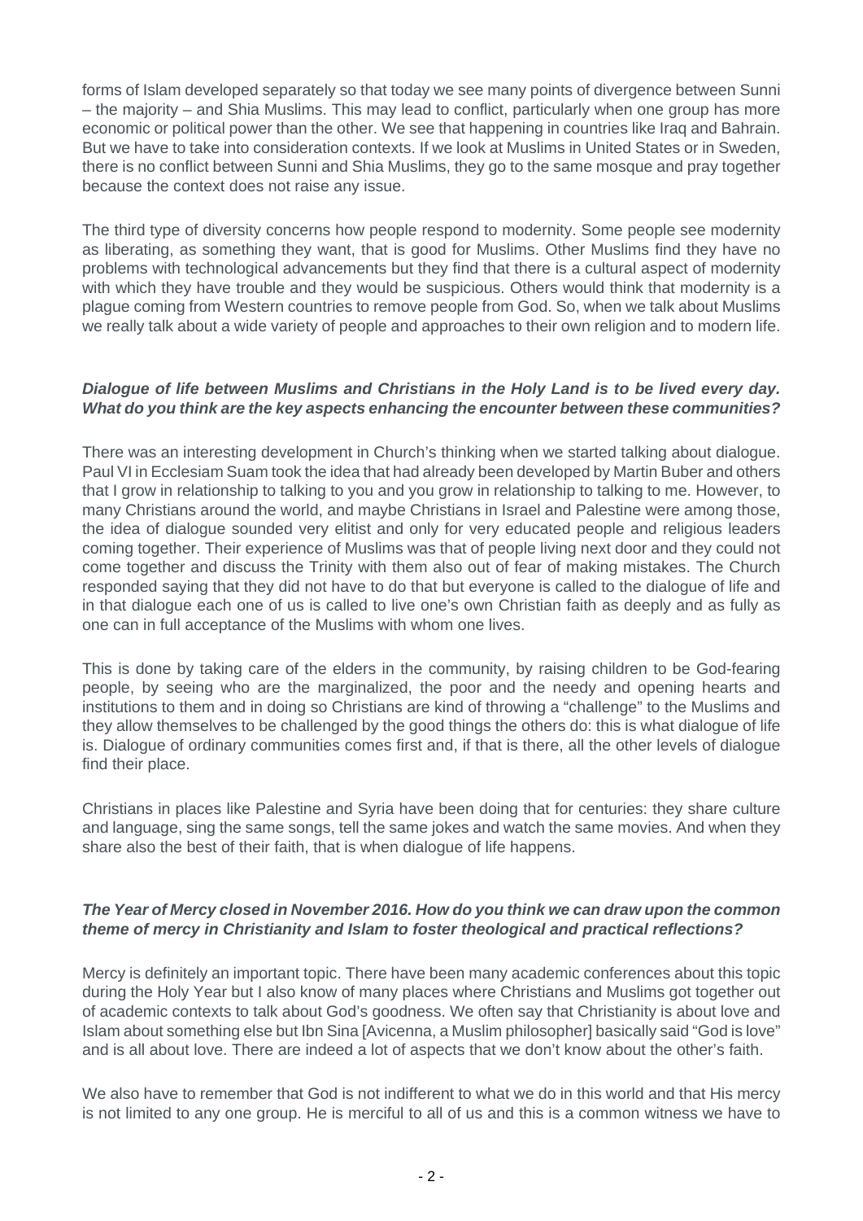forms of Islam developed separately so that today we see many points of divergence between Sunni – the majority – and Shia Muslims. This may lead to conflict, particularly when one group has more economic or political power than the other. We see that happening in countries like Iraq and Bahrain. But we have to take into consideration contexts. If we look at Muslims in United States or in Sweden, there is no conflict between Sunni and Shia Muslims, they go to the same mosque and pray together because the context does not raise any issue.

The third type of diversity concerns how people respond to modernity. Some people see modernity as liberating, as something they want, that is good for Muslims. Other Muslims find they have no problems with technological advancements but they find that there is a cultural aspect of modernity with which they have trouble and they would be suspicious. Others would think that modernity is a plague coming from Western countries to remove people from God. So, when we talk about Muslims we really talk about a wide variety of people and approaches to their own religion and to modern life.

***Dialogue of life between Muslims and Christians in the Holy Land is to be lived every day. What do you think are the key aspects enhancing the encounter between these communities?***

There was an interesting development in Church's thinking when we started talking about dialogue. Paul VI in Ecclesiam Suam took the idea that had already been developed by Martin Buber and others that I grow in relationship to talking to you and you grow in relationship to talking to me. However, to many Christians around the world, and maybe Christians in Israel and Palestine were among those, the idea of dialogue sounded very elitist and only for very educated people and religious leaders coming together. Their experience of Muslims was that of people living next door and they could not come together and discuss the Trinity with them also out of fear of making mistakes. The Church responded saying that they did not have to do that but everyone is called to the dialogue of life and in that dialogue each one of us is called to live one's own Christian faith as deeply and as fully as one can in full acceptance of the Muslims with whom one lives.

This is done by taking care of the elders in the community, by raising children to be God-fearing people, by seeing who are the marginalized, the poor and the needy and opening hearts and institutions to them and in doing so Christians are kind of throwing a "challenge" to the Muslims and they allow themselves to be challenged by the good things the others do: this is what dialogue of life is. Dialogue of ordinary communities comes first and, if that is there, all the other levels of dialogue find their place.

Christians in places like Palestine and Syria have been doing that for centuries: they share culture and language, sing the same songs, tell the same jokes and watch the same movies. And when they share also the best of their faith, that is when dialogue of life happens.

***The Year of Mercy closed in November 2016. How do you think we can draw upon the common theme of mercy in Christianity and Islam to foster theological and practical reflections?***

Mercy is definitely an important topic. There have been many academic conferences about this topic during the Holy Year but I also know of many places where Christians and Muslims got together out of academic contexts to talk about God's goodness. We often say that Christianity is about love and Islam about something else but Ibn Sina [Avicenna, a Muslim philosopher] basically said "God is love" and is all about love. There are indeed a lot of aspects that we don't know about the other's faith.

We also have to remember that God is not indifferent to what we do in this world and that His mercy is not limited to any one group. He is merciful to all of us and this is a common witness we have to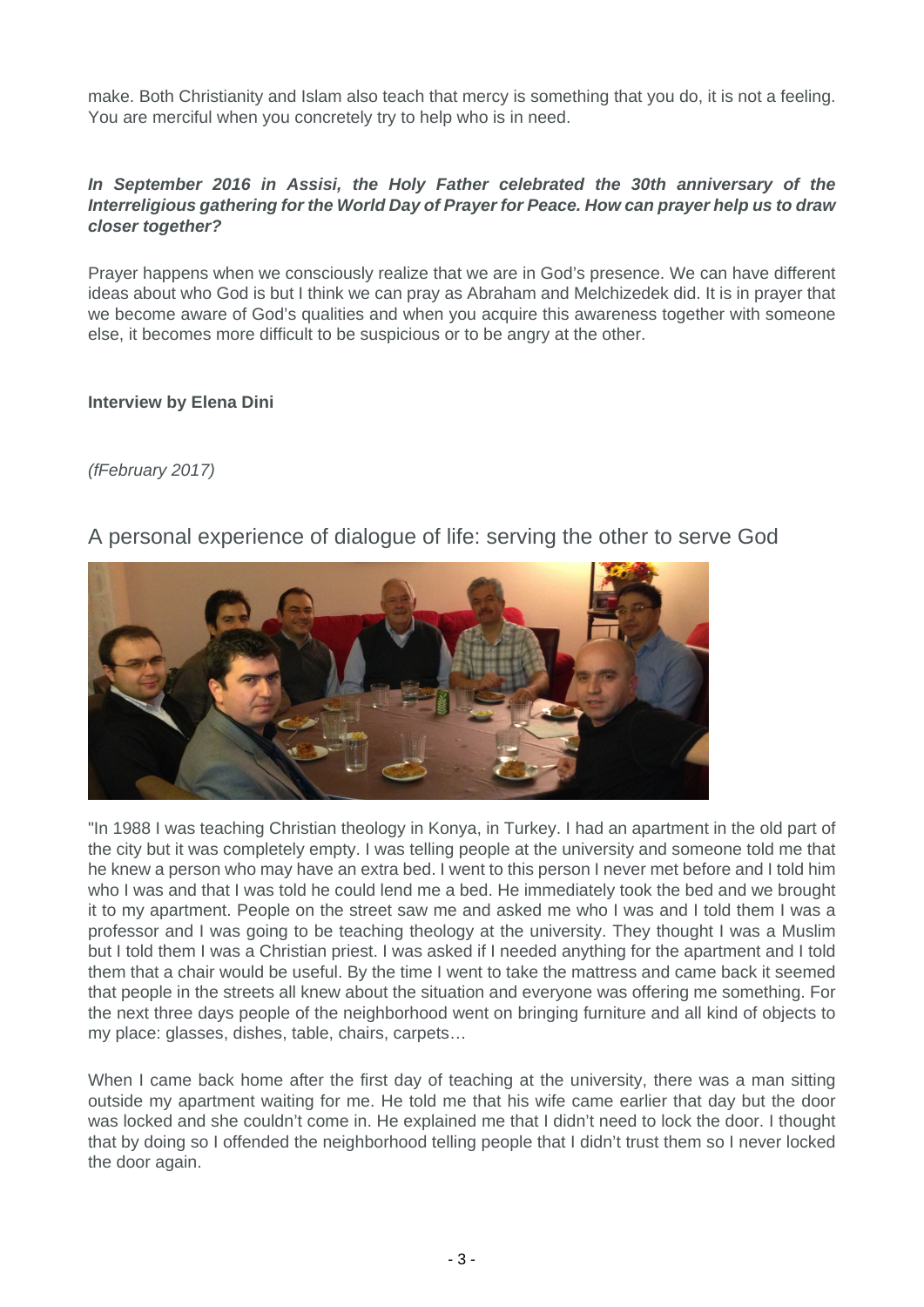make. Both Christianity and Islam also teach that mercy is something that you do, it is not a feeling. You are merciful when you concretely try to help who is in need.

***In September 2016 in Assisi, the Holy Father celebrated the 30th anniversary of the Interreligious gathering for the World Day of Prayer for Peace. How can prayer help us to draw closer together?***

Prayer happens when we consciously realize that we are in God's presence. We can have different ideas about who God is but I think we can pray as Abraham and Melchizedek did. It is in prayer that we become aware of God's qualities and when you acquire this awareness together with someone else, it becomes more difficult to be suspicious or to be angry at the other.

**Interview by Elena Dini**

*(fFebruary 2017)*

## A personal experience of dialogue of life: serving the other to serve God

"In 1988 I was teaching Christian theology in Konya, in Turkey. I had an apartment in the old part of the city but it was completely empty. I was telling people at the university and someone told me that he knew a person who may have an extra bed. I went to this person I never met before and I told him who I was and that I was told he could lend me a bed. He immediately took the bed and we brought it to my apartment. People on the street saw me and asked me who I was and I told them I was a professor and I was going to be teaching theology at the university. They thought I was a Muslim but I told them I was a Christian priest. I was asked if I needed anything for the apartment and I told them that a chair would be useful. By the time I went to take the mattress and came back it seemed that people in the streets all knew about the situation and everyone was offering me something. For the next three days people of the neighborhood went on bringing furniture and all kind of objects to my place: glasses, dishes, table, chairs, carpets…

When I came back home after the first day of teaching at the university, there was a man sitting outside my apartment waiting for me. He told me that his wife came earlier that day but the door was locked and she couldn't come in. He explained me that I didn't need to lock the door. I thought that by doing so I offended the neighborhood telling people that I didn't trust them so I never locked the door again.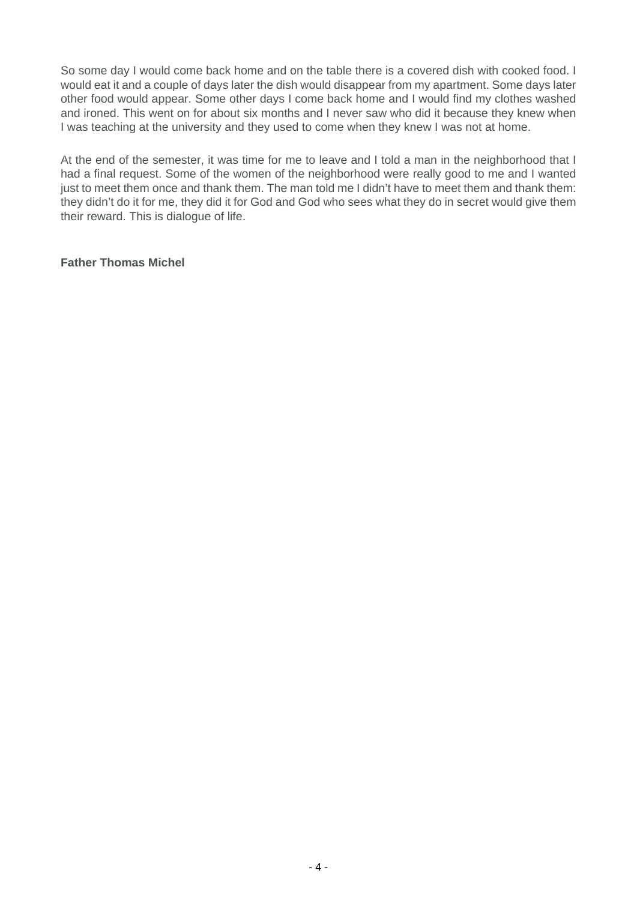So some day I would come back home and on the table there is a covered dish with cooked food. I would eat it and a couple of days later the dish would disappear from my apartment. Some days later other food would appear. Some other days I come back home and I would find my clothes washed and ironed. This went on for about six months and I never saw who did it because they knew when I was teaching at the university and they used to come when they knew I was not at home.

At the end of the semester, it was time for me to leave and I told a man in the neighborhood that I had a final request. Some of the women of the neighborhood were really good to me and I wanted just to meet them once and thank them. The man told me I didn't have to meet them and thank them: they didn't do it for me, they did it for God and God who sees what they do in secret would give them their reward. This is dialogue of life.

**Father Thomas Michel**